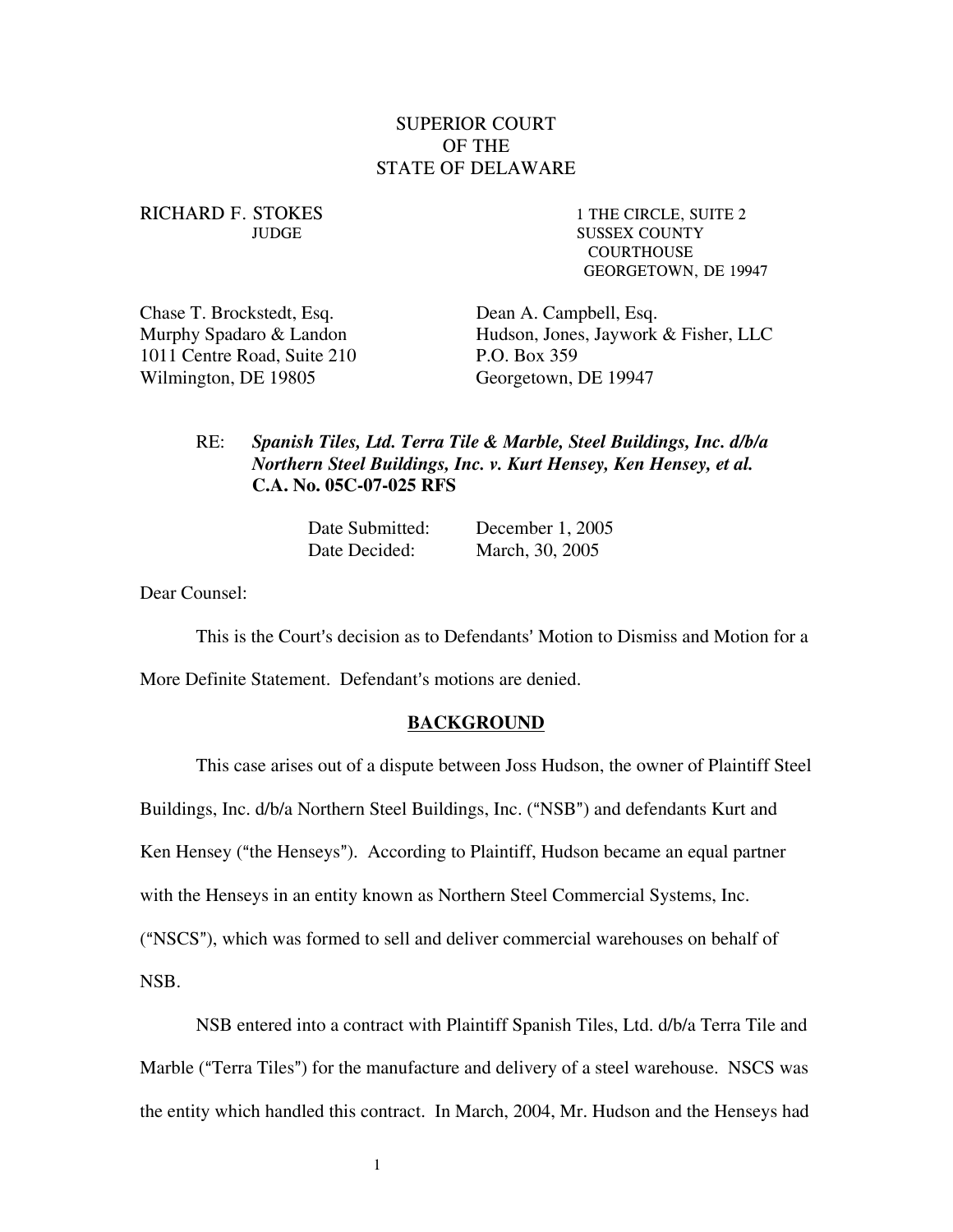SUPERIOR COURT
OF THE
STATE OF DELAWARE

RICHARD F. STOKES
JUDGE

1 THE CIRCLE, SUITE 2
SUSSEX COUNTY
COURTHOUSE
GEORGETOWN, DE 19947

Chase T. Brockstedt, Esq.
Murphy Spadaro & Landon
1011 Centre Road, Suite 210
Wilmington, DE 19805

Dean A. Campbell, Esq.
Hudson, Jones, Jaywork & Fisher, LLC
P.O. Box 359
Georgetown, DE 19947

RE: ***Spanish Tiles, Ltd. Terra Tile & Marble, Steel Buildings, Inc. d/b/a Northern Steel Buildings, Inc. v. Kurt Hensey, Ken Hensey, et al.***
**C.A. No. 05C-07-025 RFS**

Date Submitted: December 1, 2005
Date Decided: March, 30, 2005

Dear Counsel:

This is the Court's decision as to Defendants' Motion to Dismiss and Motion for a More Definite Statement. Defendant's motions are denied.

**BACKGROUND**

This case arises out of a dispute between Joss Hudson, the owner of Plaintiff Steel Buildings, Inc. d/b/a Northern Steel Buildings, Inc. ("NSB") and defendants Kurt and Ken Hensey ("the Henseys"). According to Plaintiff, Hudson became an equal partner with the Henseys in an entity known as Northern Steel Commercial Systems, Inc. ("NSCS"), which was formed to sell and deliver commercial warehouses on behalf of NSB.

NSB entered into a contract with Plaintiff Spanish Tiles, Ltd. d/b/a Terra Tile and Marble ("Terra Tiles") for the manufacture and delivery of a steel warehouse. NSCS was the entity which handled this contract. In March, 2004, Mr. Hudson and the Henseys had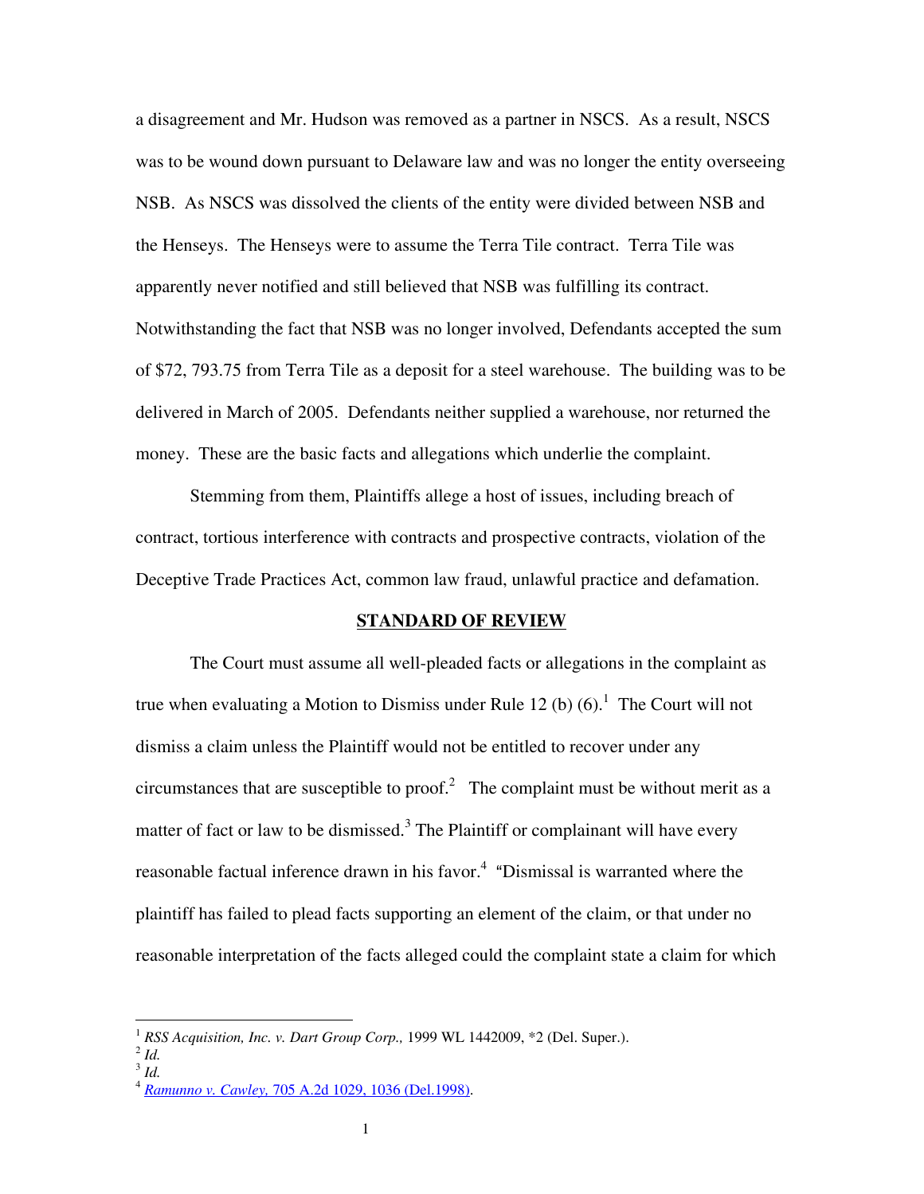a disagreement and Mr. Hudson was removed as a partner in NSCS. As a result, NSCS was to be wound down pursuant to Delaware law and was no longer the entity overseeing NSB. As NSCS was dissolved the clients of the entity were divided between NSB and the Henseys. The Henseys were to assume the Terra Tile contract. Terra Tile was apparently never notified and still believed that NSB was fulfilling its contract. Notwithstanding the fact that NSB was no longer involved, Defendants accepted the sum of $72, 793.75 from Terra Tile as a deposit for a steel warehouse. The building was to be delivered in March of 2005. Defendants neither supplied a warehouse, nor returned the money. These are the basic facts and allegations which underlie the complaint.

Stemming from them, Plaintiffs allege a host of issues, including breach of contract, tortious interference with contracts and prospective contracts, violation of the Deceptive Trade Practices Act, common law fraud, unlawful practice and defamation.

## STANDARD OF REVIEW

The Court must assume all well-pleaded facts or allegations in the complaint as true when evaluating a Motion to Dismiss under Rule 12 (b) (6).[1] The Court will not dismiss a claim unless the Plaintiff would not be entitled to recover under any circumstances that are susceptible to proof.[2] The complaint must be without merit as a matter of fact or law to be dismissed.[3] The Plaintiff or complainant will have every reasonable factual inference drawn in his favor.[4] "Dismissal is warranted where the plaintiff has failed to plead facts supporting an element of the claim, or that under no reasonable interpretation of the facts alleged could the complaint state a claim for which

---

[1] *RSS Acquisition, Inc. v. Dart Group Corp.,* 1999 WL 1442009, *2 (Del. Super.).

[2] *Id.*

[3] *Id.*

[4] *Ramunno v. Cawley,* 705 A.2d 1029, 1036 (Del.1998).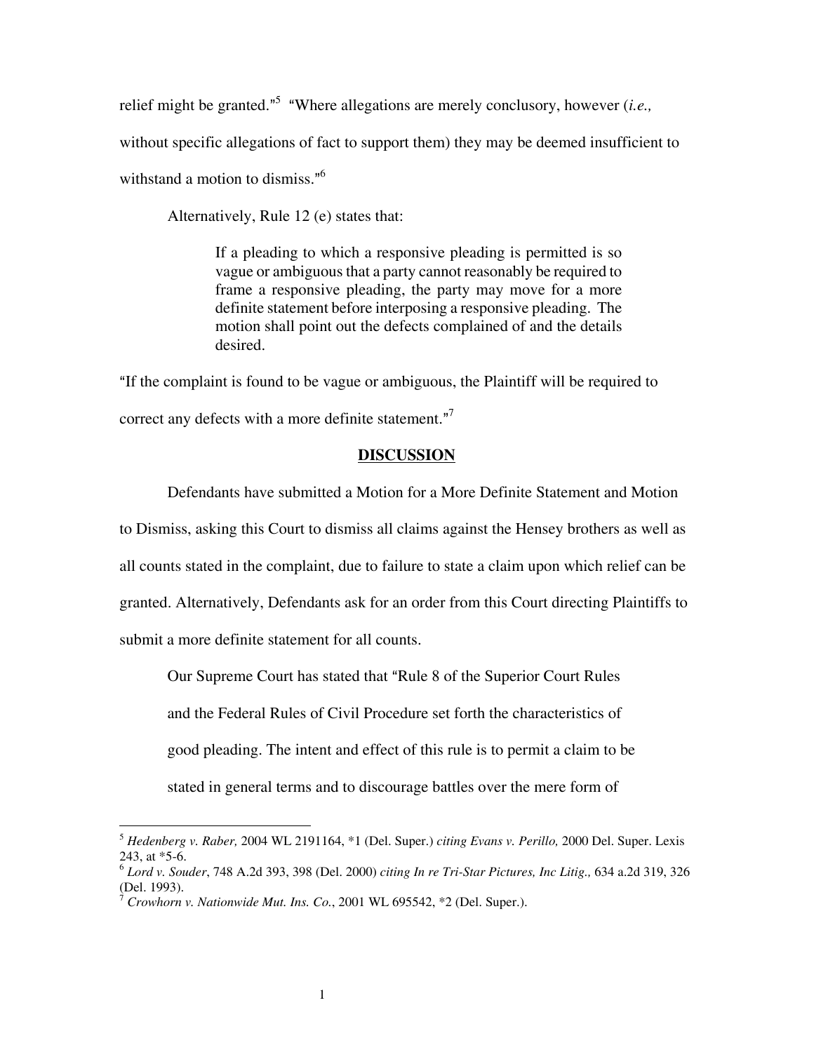relief might be granted."[5] "Where allegations are merely conclusory, however (*i.e.,* without specific allegations of fact to support them) they may be deemed insufficient to withstand a motion to dismiss."[6]

Alternatively, Rule 12 (e) states that:

> If a pleading to which a responsive pleading is permitted is so vague or ambiguous that a party cannot reasonably be required to frame a responsive pleading, the party may move for a more definite statement before interposing a responsive pleading. The motion shall point out the defects complained of and the details desired.

"If the complaint is found to be vague or ambiguous, the Plaintiff will be required to correct any defects with a more definite statement."[7]

## DISCUSSION

Defendants have submitted a Motion for a More Definite Statement and Motion to Dismiss, asking this Court to dismiss all claims against the Hensey brothers as well as all counts stated in the complaint, due to failure to state a claim upon which relief can be granted. Alternatively, Defendants ask for an order from this Court directing Plaintiffs to submit a more definite statement for all counts.

Our Supreme Court has stated that "Rule 8 of the Superior Court Rules and the Federal Rules of Civil Procedure set forth the characteristics of good pleading. The intent and effect of this rule is to permit a claim to be stated in general terms and to discourage battles over the mere form of

---

[5] *Hedenberg v. Raber,* 2004 WL 2191164, *1 (Del. Super.) *citing Evans v. Perillo,* 2000 Del. Super. Lexis 243, at *5-6.

[6] *Lord v. Souder*, 748 A.2d 393, 398 (Del. 2000) *citing In re Tri-Star Pictures, Inc Litig.,* 634 a.2d 319, 326 (Del. 1993).

[7] *Crowhorn v. Nationwide Mut. Ins. Co.*, 2001 WL 695542, *2 (Del. Super.).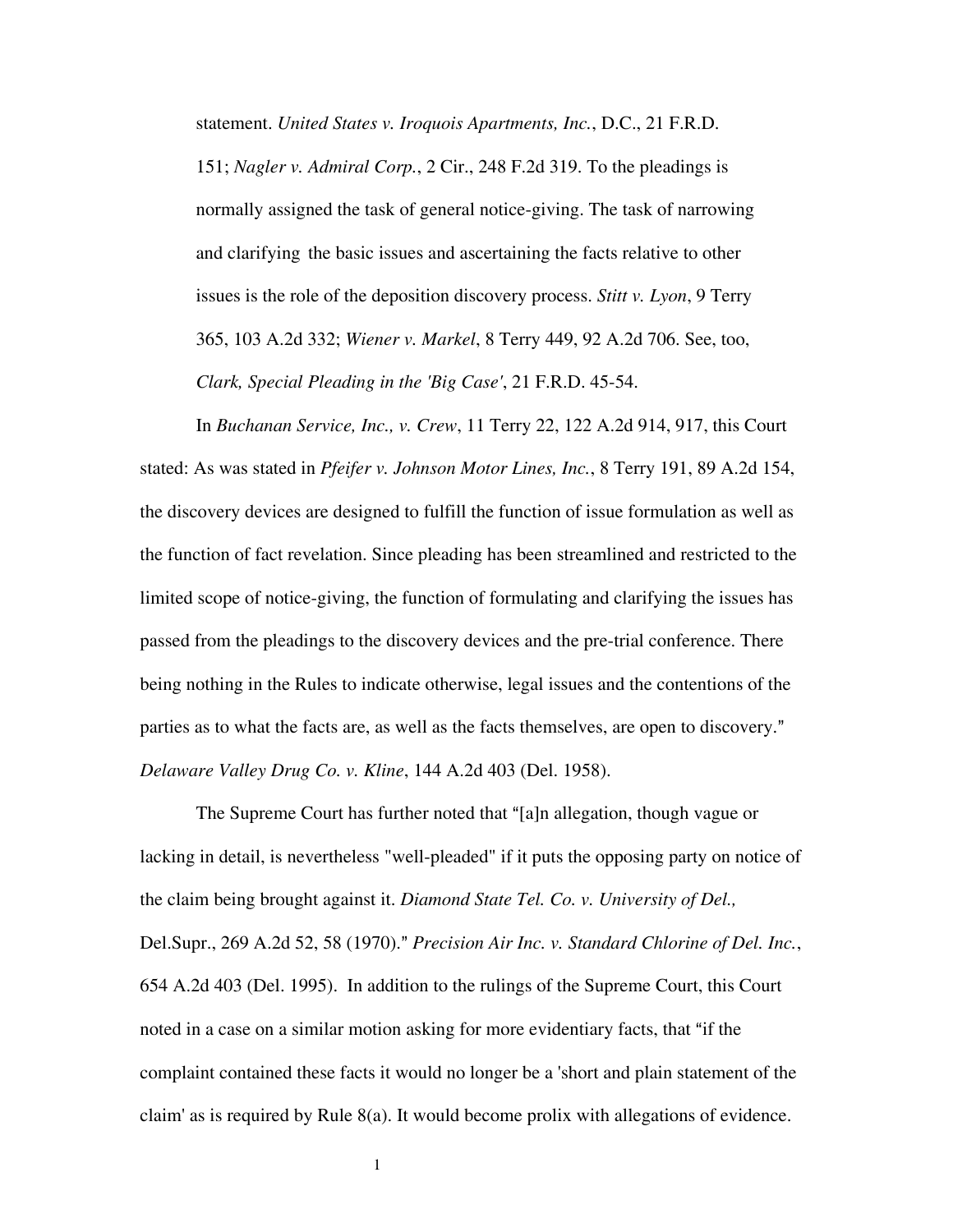statement. *United States v. Iroquois Apartments, Inc.*, D.C., 21 F.R.D. 151; *Nagler v. Admiral Corp.*, 2 Cir., 248 F.2d 319. To the pleadings is normally assigned the task of general notice-giving. The task of narrowing and clarifying the basic issues and ascertaining the facts relative to other issues is the role of the deposition discovery process. *Stitt v. Lyon*, 9 Terry 365, 103 A.2d 332; *Wiener v. Markel*, 8 Terry 449, 92 A.2d 706. See, too, *Clark, Special Pleading in the 'Big Case'*, 21 F.R.D. 45-54.

In *Buchanan Service, Inc., v. Crew*, 11 Terry 22, 122 A.2d 914, 917, this Court stated: As was stated in *Pfeifer v. Johnson Motor Lines, Inc.*, 8 Terry 191, 89 A.2d 154, the discovery devices are designed to fulfill the function of issue formulation as well as the function of fact revelation. Since pleading has been streamlined and restricted to the limited scope of notice-giving, the function of formulating and clarifying the issues has passed from the pleadings to the discovery devices and the pre-trial conference. There being nothing in the Rules to indicate otherwise, legal issues and the contentions of the parties as to what the facts are, as well as the facts themselves, are open to discovery." *Delaware Valley Drug Co. v. Kline*, 144 A.2d 403 (Del. 1958).

The Supreme Court has further noted that "[a]n allegation, though vague or lacking in detail, is nevertheless "well-pleaded" if it puts the opposing party on notice of the claim being brought against it. *Diamond State Tel. Co. v. University of Del.,* Del.Supr., 269 A.2d 52, 58 (1970)." *Precision Air Inc. v. Standard Chlorine of Del. Inc.*, 654 A.2d 403 (Del. 1995). In addition to the rulings of the Supreme Court, this Court noted in a case on a similar motion asking for more evidentiary facts, that "if the complaint contained these facts it would no longer be a 'short and plain statement of the claim' as is required by Rule 8(a). It would become prolix with allegations of evidence.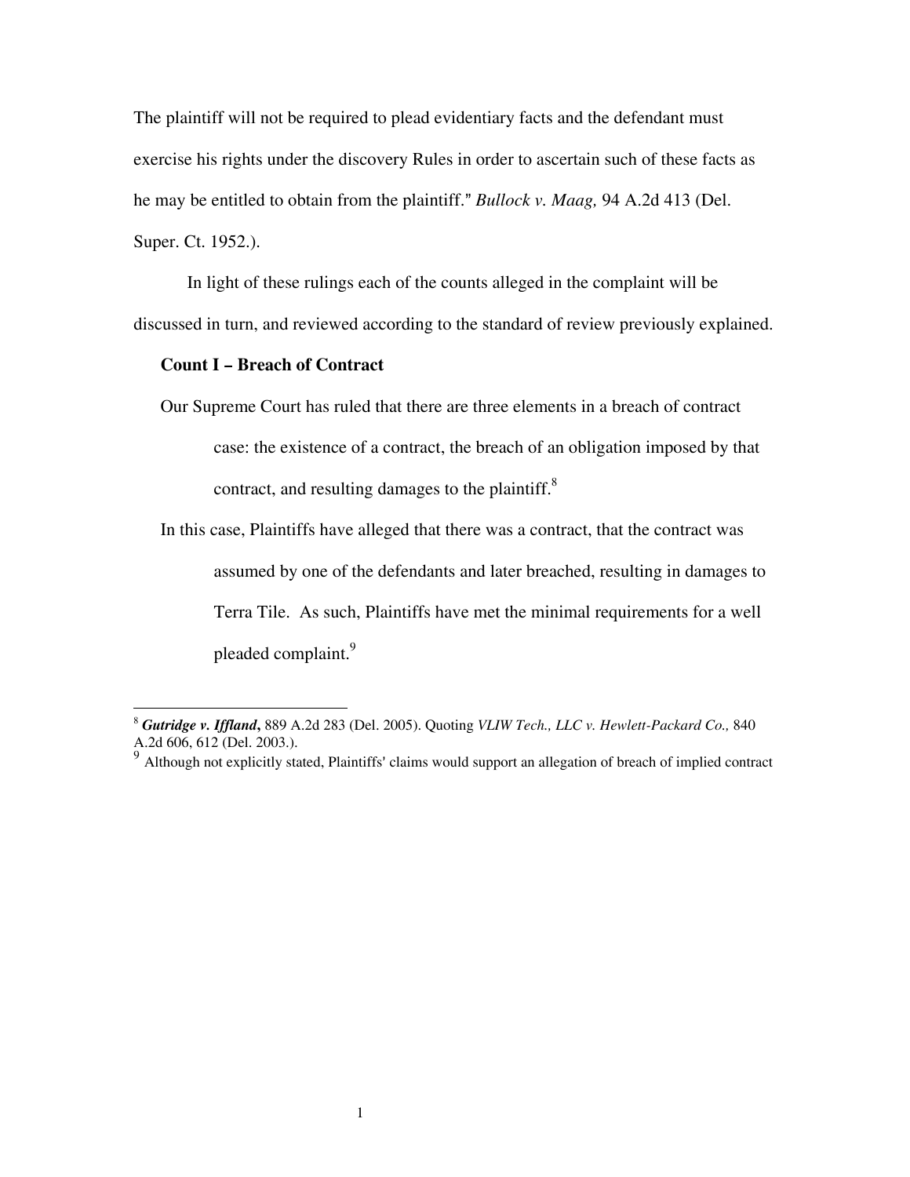The plaintiff will not be required to plead evidentiary facts and the defendant must exercise his rights under the discovery Rules in order to ascertain such of these facts as he may be entitled to obtain from the plaintiff." *Bullock v. Maag,* 94 A.2d 413 (Del. Super. Ct. 1952.).

In light of these rulings each of the counts alleged in the complaint will be discussed in turn, and reviewed according to the standard of review previously explained.

**Count I – Breach of Contract**

Our Supreme Court has ruled that there are three elements in a breach of contract case: the existence of a contract, the breach of an obligation imposed by that contract, and resulting damages to the plaintiff.[8]

In this case, Plaintiffs have alleged that there was a contract, that the contract was assumed by one of the defendants and later breached, resulting in damages to Terra Tile. As such, Plaintiffs have met the minimal requirements for a well pleaded complaint.[9]

---

[8] ***Gutridge v. Iffland*****,** 889 A.2d 283 (Del. 2005). Quoting *VLIW Tech., LLC v. Hewlett-Packard Co.,* 840 A.2d 606, 612 (Del. 2003.).

[9] Although not explicitly stated, Plaintiffs' claims would support an allegation of breach of implied contract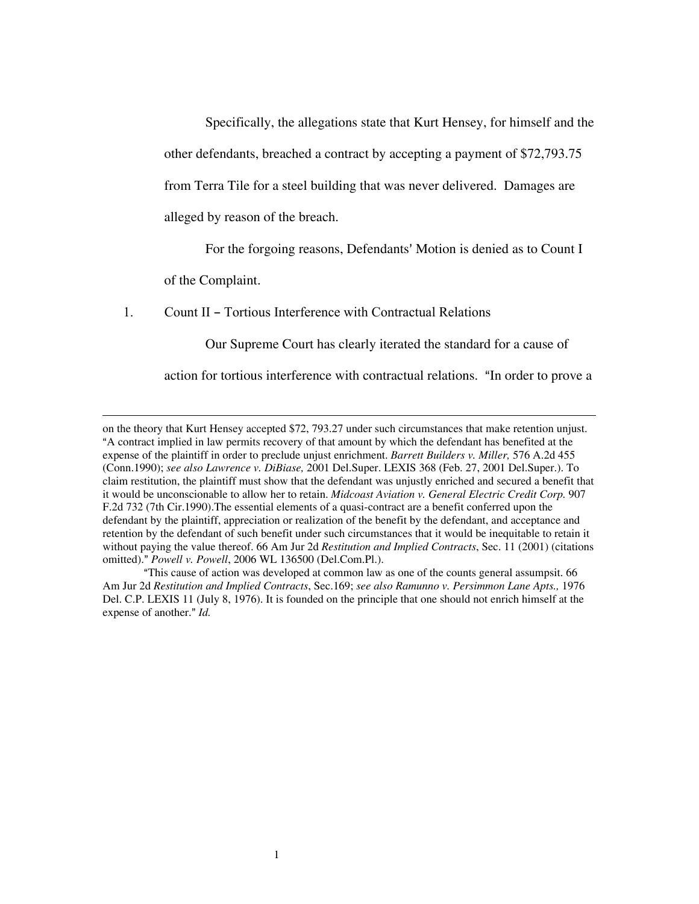Specifically, the allegations state that Kurt Hensey, for himself and the other defendants, breached a contract by accepting a payment of $72,793.75 from Terra Tile for a steel building that was never delivered. Damages are alleged by reason of the breach.

For the forgoing reasons, Defendants' Motion is denied as to Count I of the Complaint.

1. Count II – Tortious Interference with Contractual Relations

Our Supreme Court has clearly iterated the standard for a cause of action for tortious interference with contractual relations. "In order to prove a

---

on the theory that Kurt Hensey accepted $72, 793.27 under such circumstances that make retention unjust. "A contract implied in law permits recovery of that amount by which the defendant has benefited at the expense of the plaintiff in order to preclude unjust enrichment. *Barrett Builders v. Miller,* 576 A.2d 455 (Conn.1990); *see also Lawrence v. DiBiase,* 2001 Del.Super. LEXIS 368 (Feb. 27, 2001 Del.Super.). To claim restitution, the plaintiff must show that the defendant was unjustly enriched and secured a benefit that it would be unconscionable to allow her to retain. *Midcoast Aviation v. General Electric Credit Corp.* 907 F.2d 732 (7th Cir.1990).The essential elements of a quasi-contract are a benefit conferred upon the defendant by the plaintiff, appreciation or realization of the benefit by the defendant, and acceptance and retention by the defendant of such benefit under such circumstances that it would be inequitable to retain it without paying the value thereof. 66 Am Jur 2d *Restitution and Implied Contracts*, Sec. 11 (2001) (citations omitted)." *Powell v. Powell*, 2006 WL 136500 (Del.Com.Pl.).

"This cause of action was developed at common law as one of the counts general assumpsit. 66 Am Jur 2d *Restitution and Implied Contracts*, Sec.169; *see also Ramunno v. Persimmon Lane Apts.,* 1976 Del. C.P. LEXIS 11 (July 8, 1976). It is founded on the principle that one should not enrich himself at the expense of another." *Id.*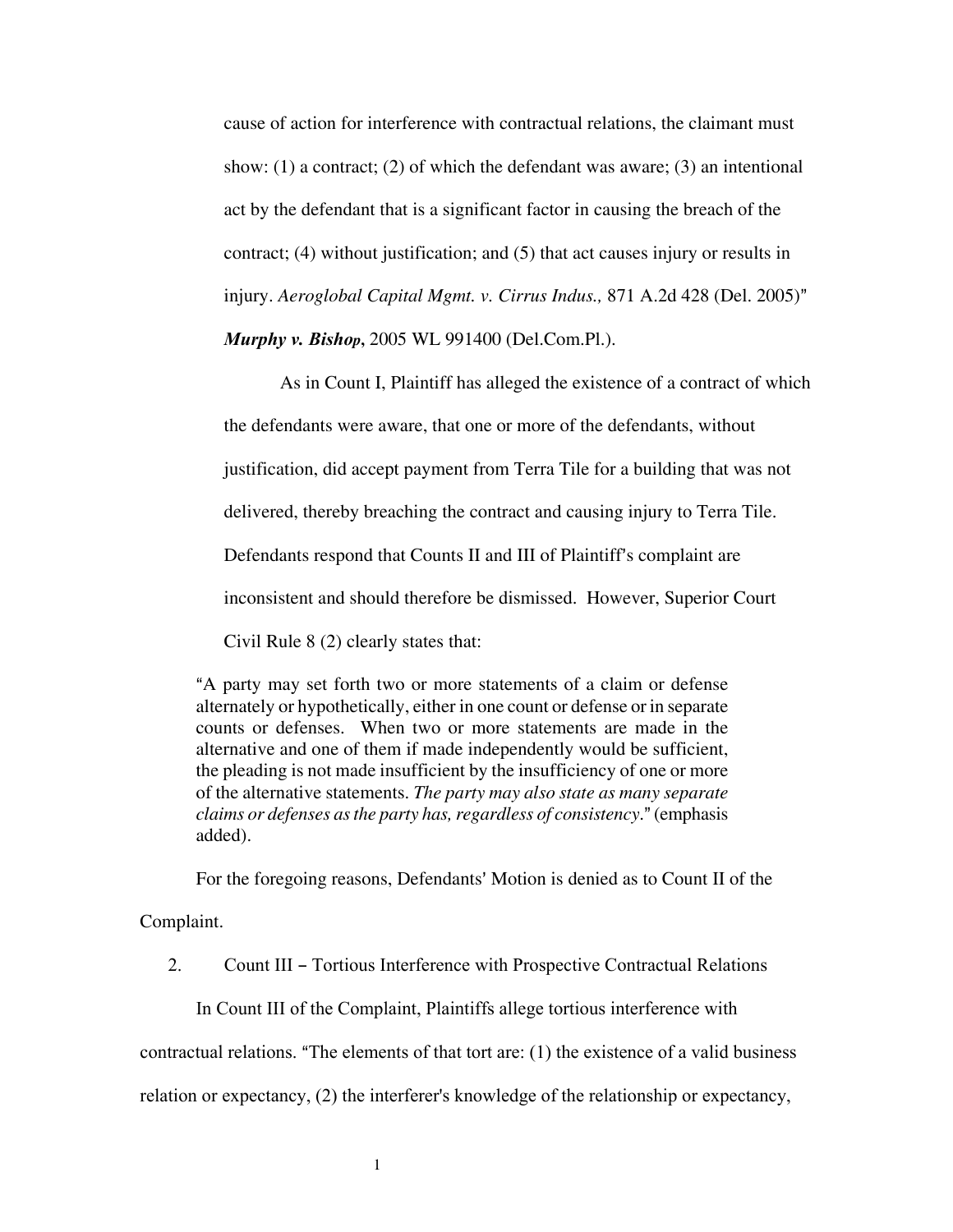cause of action for interference with contractual relations, the claimant must show: (1) a contract; (2) of which the defendant was aware; (3) an intentional act by the defendant that is a significant factor in causing the breach of the contract; (4) without justification; and (5) that act causes injury or results in injury. *Aeroglobal Capital Mgmt. v. Cirrus Indus.,* 871 A.2d 428 (Del. 2005)" ***Murphy v. Bishop***, 2005 WL 991400 (Del.Com.Pl.).

As in Count I, Plaintiff has alleged the existence of a contract of which the defendants were aware, that one or more of the defendants, without justification, did accept payment from Terra Tile for a building that was not delivered, thereby breaching the contract and causing injury to Terra Tile. Defendants respond that Counts II and III of Plaintiff's complaint are inconsistent and should therefore be dismissed. However, Superior Court Civil Rule 8 (2) clearly states that:

> "A party may set forth two or more statements of a claim or defense alternately or hypothetically, either in one count or defense or in separate counts or defenses. When two or more statements are made in the alternative and one of them if made independently would be sufficient, the pleading is not made insufficient by the insufficiency of one or more of the alternative statements. *The party may also state as many separate claims or defenses as the party has, regardless of consistency.*" (emphasis added).

For the foregoing reasons, Defendants' Motion is denied as to Count II of the Complaint.

2. Count III – Tortious Interference with Prospective Contractual Relations

In Count III of the Complaint, Plaintiffs allege tortious interference with contractual relations. "The elements of that tort are: (1) the existence of a valid business relation or expectancy, (2) the interferer's knowledge of the relationship or expectancy,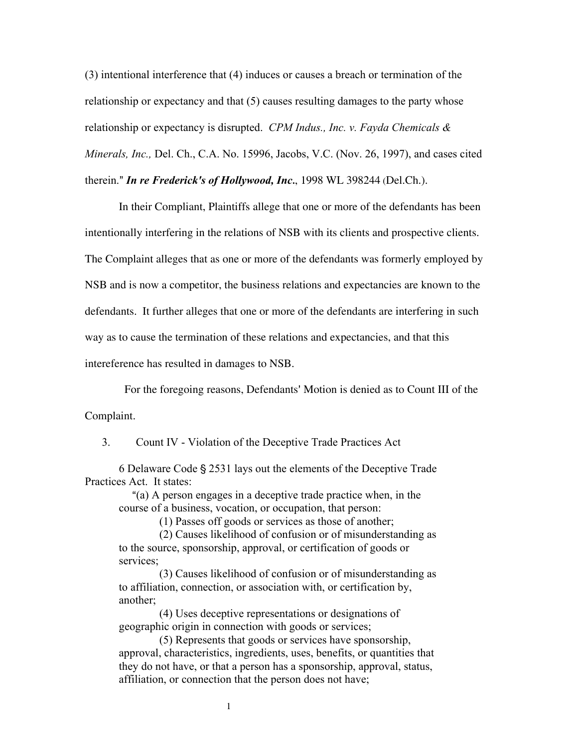(3) intentional interference that (4) induces or causes a breach or termination of the relationship or expectancy and that (5) causes resulting damages to the party whose relationship or expectancy is disrupted. *CPM Indus., Inc. v. Fayda Chemicals & Minerals, Inc.,* Del. Ch., C.A. No. 15996, Jacobs, V.C. (Nov. 26, 1997), and cases cited therein." ***In re Frederick's of Hollywood, Inc.***, 1998 WL 398244 (Del.Ch.).

In their Compliant, Plaintiffs allege that one or more of the defendants has been intentionally interfering in the relations of NSB with its clients and prospective clients. The Complaint alleges that as one or more of the defendants was formerly employed by NSB and is now a competitor, the business relations and expectancies are known to the defendants. It further alleges that one or more of the defendants are interfering in such way as to cause the termination of these relations and expectancies, and that this intereference has resulted in damages to NSB.

For the foregoing reasons, Defendants' Motion is denied as to Count III of the Complaint.

3. Count IV - Violation of the Deceptive Trade Practices Act

6 Delaware Code § 2531 lays out the elements of the Deceptive Trade Practices Act. It states:

> "(a) A person engages in a deceptive trade practice when, in the course of a business, vocation, or occupation, that person:
>
> (1) Passes off goods or services as those of another;
>
> (2) Causes likelihood of confusion or of misunderstanding as to the source, sponsorship, approval, or certification of goods or services;
>
> (3) Causes likelihood of confusion or of misunderstanding as to affiliation, connection, or association with, or certification by, another;
>
> (4) Uses deceptive representations or designations of geographic origin in connection with goods or services;
>
> (5) Represents that goods or services have sponsorship, approval, characteristics, ingredients, uses, benefits, or quantities that they do not have, or that a person has a sponsorship, approval, status, affiliation, or connection that the person does not have;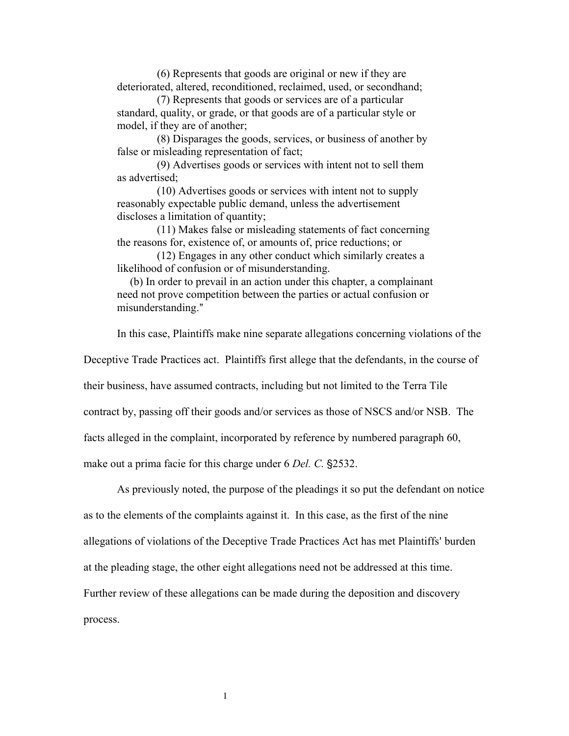(6) Represents that goods are original or new if they are deteriorated, altered, reconditioned, reclaimed, used, or secondhand;

(7) Represents that goods or services are of a particular standard, quality, or grade, or that goods are of a particular style or model, if they are of another;

(8) Disparages the goods, services, or business of another by false or misleading representation of fact;

(9) Advertises goods or services with intent not to sell them as advertised;

(10) Advertises goods or services with intent not to supply reasonably expectable public demand, unless the advertisement discloses a limitation of quantity;

(11) Makes false or misleading statements of fact concerning the reasons for, existence of, or amounts of, price reductions; or

(12) Engages in any other conduct which similarly creates a likelihood of confusion or of misunderstanding.

(b) In order to prevail in an action under this chapter, a complainant need not prove competition between the parties or actual confusion or misunderstanding."

In this case, Plaintiffs make nine separate allegations concerning violations of the Deceptive Trade Practices act. Plaintiffs first allege that the defendants, in the course of their business, have assumed contracts, including but not limited to the Terra Tile contract by, passing off their goods and/or services as those of NSCS and/or NSB. The facts alleged in the complaint, incorporated by reference by numbered paragraph 60, make out a prima facie for this charge under 6 *Del. C.* §2532.

As previously noted, the purpose of the pleadings it so put the defendant on notice as to the elements of the complaints against it. In this case, as the first of the nine allegations of violations of the Deceptive Trade Practices Act has met Plaintiffs' burden at the pleading stage, the other eight allegations need not be addressed at this time. Further review of these allegations can be made during the deposition and discovery process.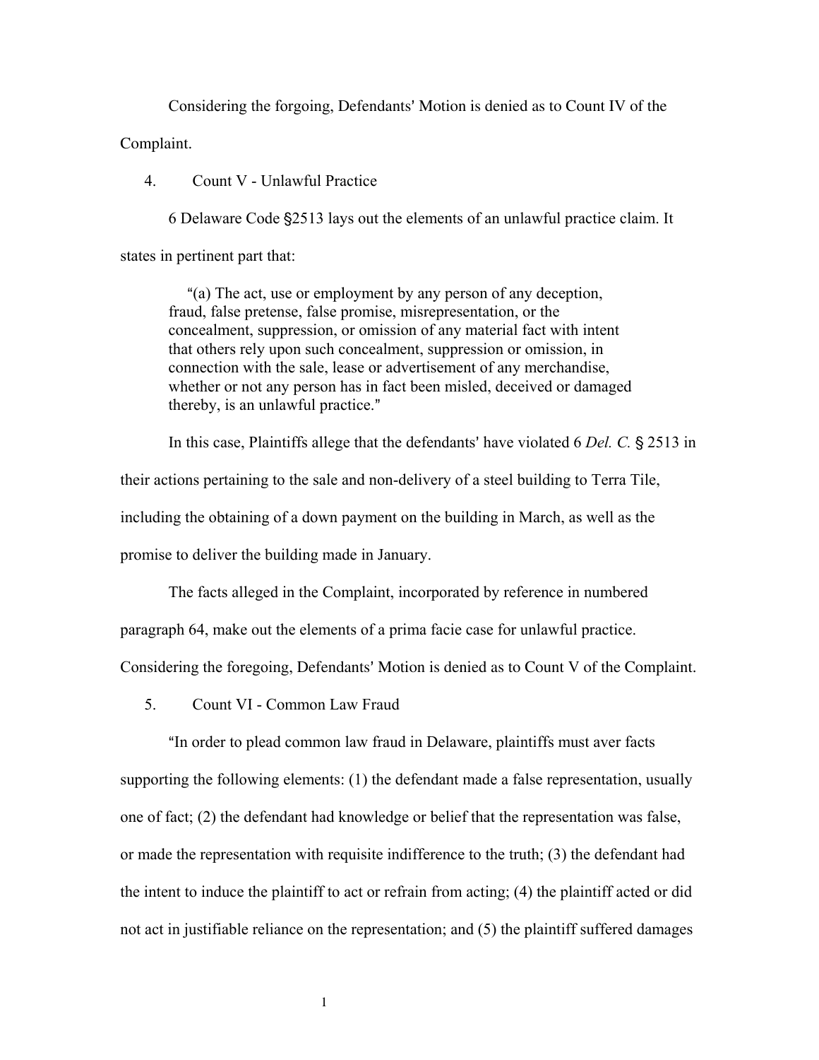Considering the forgoing, Defendants' Motion is denied as to Count IV of the Complaint.

4. Count V - Unlawful Practice

6 Delaware Code §2513 lays out the elements of an unlawful practice claim. It states in pertinent part that:

> "(a) The act, use or employment by any person of any deception, fraud, false pretense, false promise, misrepresentation, or the concealment, suppression, or omission of any material fact with intent that others rely upon such concealment, suppression or omission, in connection with the sale, lease or advertisement of any merchandise, whether or not any person has in fact been misled, deceived or damaged thereby, is an unlawful practice."

In this case, Plaintiffs allege that the defendants' have violated 6 *Del. C.* § 2513 in their actions pertaining to the sale and non-delivery of a steel building to Terra Tile, including the obtaining of a down payment on the building in March, as well as the promise to deliver the building made in January.

The facts alleged in the Complaint, incorporated by reference in numbered paragraph 64, make out the elements of a prima facie case for unlawful practice. Considering the foregoing, Defendants' Motion is denied as to Count V of the Complaint.

5. Count VI - Common Law Fraud

"In order to plead common law fraud in Delaware, plaintiffs must aver facts supporting the following elements: (1) the defendant made a false representation, usually one of fact; (2) the defendant had knowledge or belief that the representation was false, or made the representation with requisite indifference to the truth; (3) the defendant had the intent to induce the plaintiff to act or refrain from acting; (4) the plaintiff acted or did not act in justifiable reliance on the representation; and (5) the plaintiff suffered damages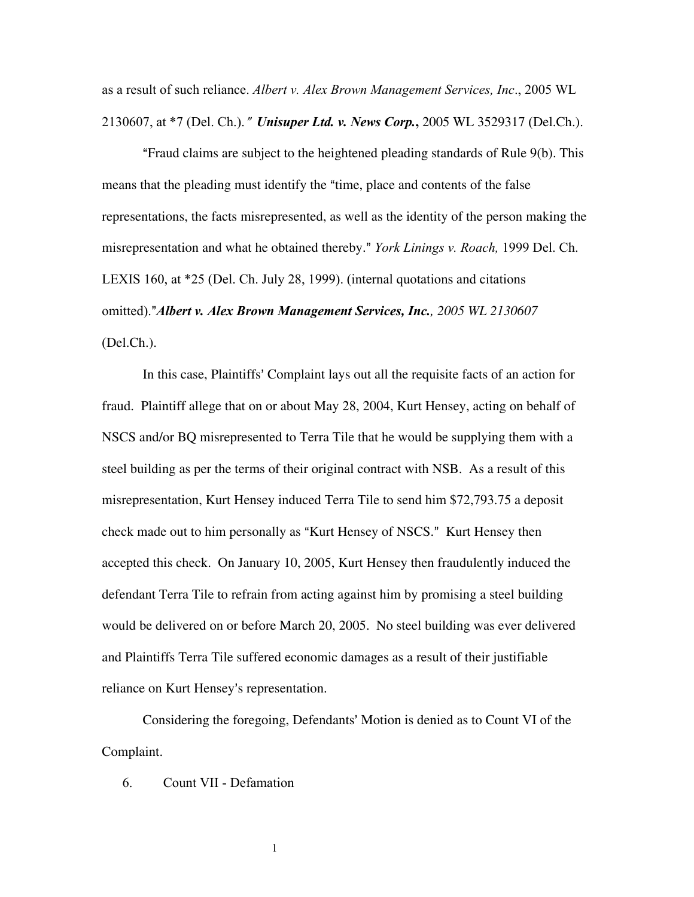as a result of such reliance. *Albert v. Alex Brown Management Services, Inc*., 2005 WL 2130607, at *7 (Del. Ch.)." ***Unisuper Ltd. v. News Corp.***, 2005 WL 3529317 (Del.Ch.).

"Fraud claims are subject to the heightened pleading standards of Rule 9(b). This means that the pleading must identify the "time, place and contents of the false representations, the facts misrepresented, as well as the identity of the person making the misrepresentation and what he obtained thereby." *York Linings v. Roach,* 1999 Del. Ch. LEXIS 160, at *25 (Del. Ch. July 28, 1999). (internal quotations and citations omitted)."***Albert v. Alex Brown Management Services, Inc.****, 2005 WL 2130607* (Del.Ch.).

In this case, Plaintiffs' Complaint lays out all the requisite facts of an action for fraud. Plaintiff allege that on or about May 28, 2004, Kurt Hensey, acting on behalf of NSCS and/or BQ misrepresented to Terra Tile that he would be supplying them with a steel building as per the terms of their original contract with NSB. As a result of this misrepresentation, Kurt Hensey induced Terra Tile to send him $72,793.75 a deposit check made out to him personally as "Kurt Hensey of NSCS." Kurt Hensey then accepted this check. On January 10, 2005, Kurt Hensey then fraudulently induced the defendant Terra Tile to refrain from acting against him by promising a steel building would be delivered on or before March 20, 2005. No steel building was ever delivered and Plaintiffs Terra Tile suffered economic damages as a result of their justifiable reliance on Kurt Hensey's representation.

Considering the foregoing, Defendants' Motion is denied as to Count VI of the Complaint.

6. Count VII - Defamation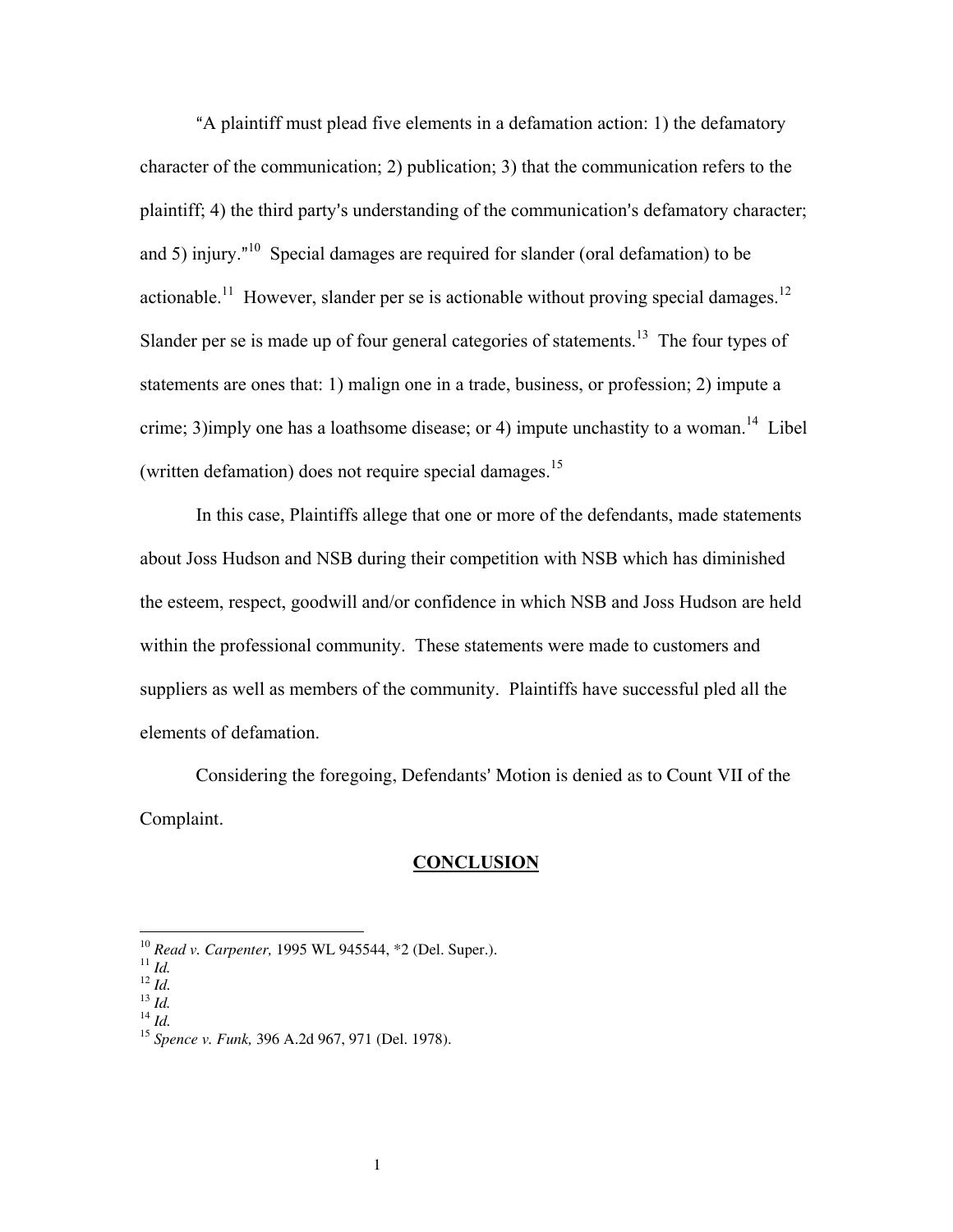"A plaintiff must plead five elements in a defamation action: 1) the defamatory character of the communication; 2) publication; 3) that the communication refers to the plaintiff; 4) the third party's understanding of the communication's defamatory character; and 5) injury."[10] Special damages are required for slander (oral defamation) to be actionable.[11] However, slander per se is actionable without proving special damages.[12] Slander per se is made up of four general categories of statements.[13] The four types of statements are ones that: 1) malign one in a trade, business, or profession; 2) impute a crime; 3)imply one has a loathsome disease; or 4) impute unchastity to a woman.[14] Libel (written defamation) does not require special damages.[15]

In this case, Plaintiffs allege that one or more of the defendants, made statements about Joss Hudson and NSB during their competition with NSB which has diminished the esteem, respect, goodwill and/or confidence in which NSB and Joss Hudson are held within the professional community. These statements were made to customers and suppliers as well as members of the community. Plaintiffs have successful pled all the elements of defamation.

Considering the foregoing, Defendants' Motion is denied as to Count VII of the Complaint.

## CONCLUSION

---

[10] *Read v. Carpenter,* 1995 WL 945544, *2 (Del. Super.).
[11] *Id.*
[12] *Id.*
[13] *Id.*
[14] *Id.*
[15] *Spence v. Funk,* 396 A.2d 967, 971 (Del. 1978).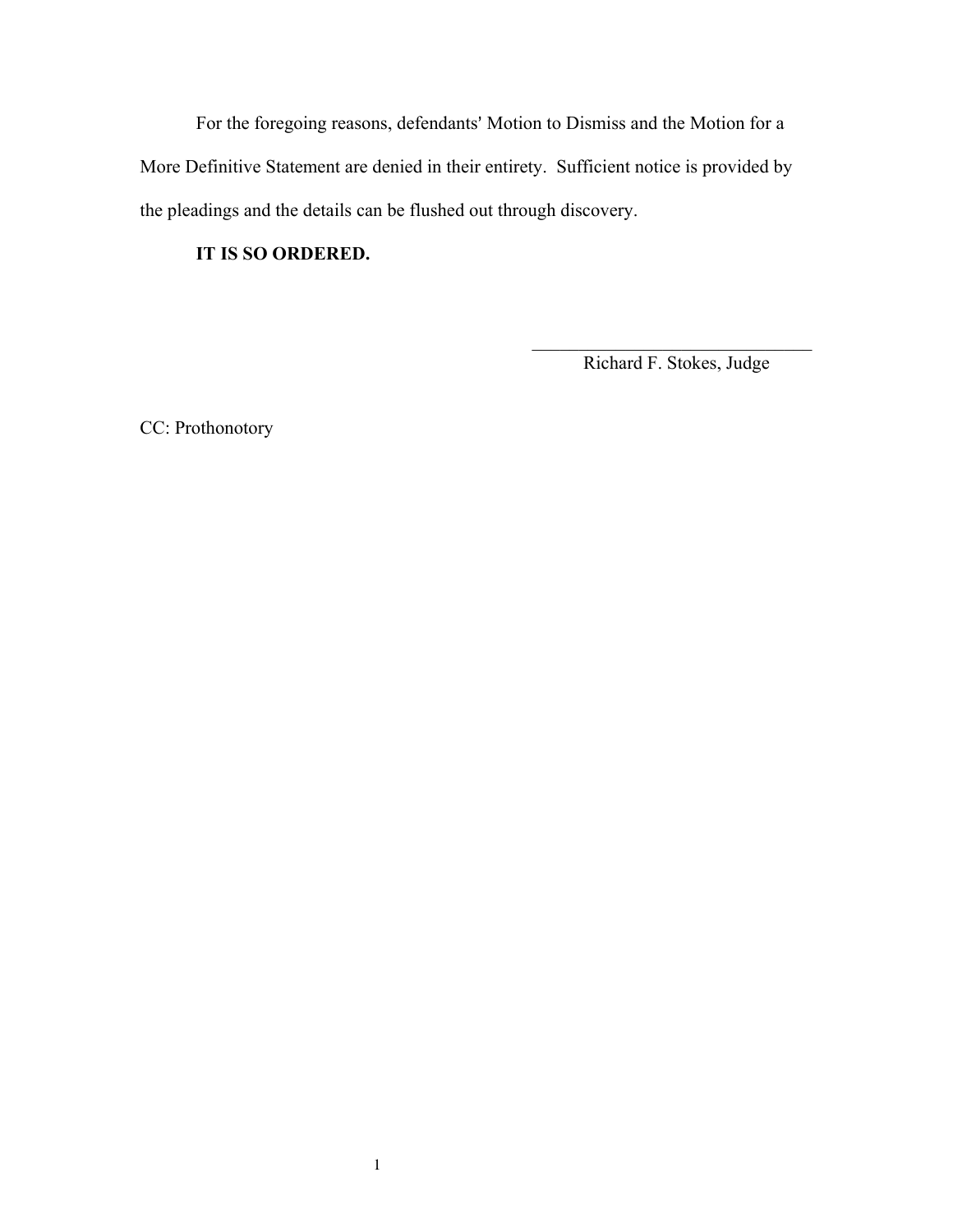For the foregoing reasons, defendants' Motion to Dismiss and the Motion for a More Definitive Statement are denied in their entirety. Sufficient notice is provided by the pleadings and the details can be flushed out through discovery.

**IT IS SO ORDERED.**

\_\_\_\_\_\_\_\_\_\_\_\_\_\_\_\_\_\_\_\_\_\_\_\_\_\_\_\_\_\_\_\_\_\_\_\_

Richard F. Stokes, Judge

CC: Prothonotory